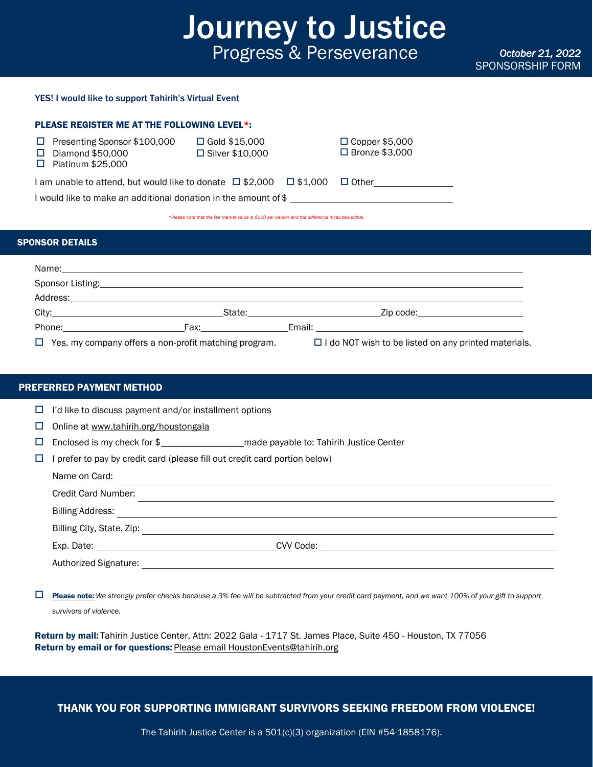# Journey to Justice

## Progress & Perseverance

*October 21, 2022*
SPONSORSHIP FORM

**YES! I would like to support Tahirih's Virtual Event**

**PLEASE REGISTER ME AT THE FOLLOWING LEVEL*:**

- ☐ Presenting Sponsor $100,000
- ☐ Diamond $50,000
- ☐ Platinum $25,000
- ☐ Gold $15,000
- ☐ Silver $10,000
- ☐ Copper $5,000
- ☐ Bronze $3,000

I am unable to attend, but would like to donate ☐ $2,000 ☐ $1,000 ☐ Other________________

I would like to make an additional donation in the amount of $ ______________________________

*\*Please note that the fair market value is $110 per person and the difference is tax-deductible.*

## SPONSOR DETAILS

Name: ______________________________________________

Sponsor Listing: ______________________________________________

Address: ______________________________________________

City: ____________________ State: ____________________ Zip code: ____________________

Phone: ____________________ Fax: ______________ Email: ______________________________

☐ Yes, my company offers a non-profit matching program.

☐ I do NOT wish to be listed on any printed materials.

## PREFERRED PAYMENT METHOD

- ☐ I'd like to discuss payment and/or installment options
- ☐ Online at www.tahirih.org/houstongala
- ☐ Enclosed is my check for $______________ made payable to: Tahirih Justice Center
- ☐ I prefer to pay by credit card (please fill out credit card portion below)

Name on Card: ______________________________________________

Credit Card Number: ______________________________________________

Billing Address: ______________________________________________

Billing City, State, Zip: ______________________________________________

Exp. Date: ______________________ CVV Code: ______________________

Authorized Signature: ______________________________________________

☐ **Please note:** *We strongly prefer checks because a 3% fee will be subtracted from your credit card payment, and we want 100% of your gift to support survivors of violence.*

**Return by mail:** Tahirih Justice Center, Attn: 2022 Gala - 1717 St. James Place, Suite 450 - Houston, TX 77056
**Return by email or for questions:** Please email HoustonEvents@tahirih.org

**THANK YOU FOR SUPPORTING IMMIGRANT SURVIVORS SEEKING FREEDOM FROM VIOLENCE!**

The Tahirih Justice Center is a 501(c)(3) organization (EIN #54-1858176).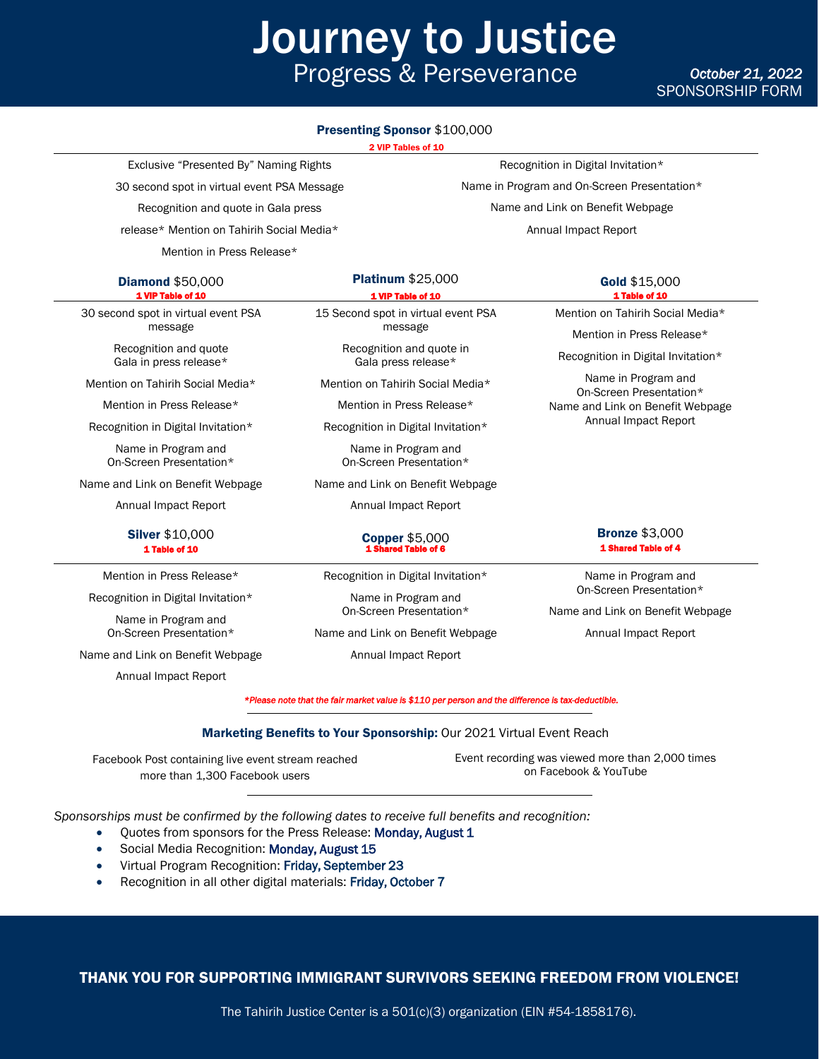# Journey to Justice

## Progress & Perseverance

*October 21, 2022*
SPONSORSHIP FORM

### **Presenting Sponsor** $100,000

**2 VIP Tables of 10**

Exclusive "Presented By" Naming Rights

30 second spot in virtual event PSA Message

Recognition and quote in Gala press release*

Mention on Tahirih Social Media*

Mention in Press Release*

Recognition in Digital Invitation*

Name in Program and On-Screen Presentation*

Name and Link on Benefit Webpage

Annual Impact Report

### **Diamond** $50,000

**1 VIP Table of 10**

30 second spot in virtual event PSA message

Recognition and quote Gala in press release*

Mention on Tahirih Social Media*

Mention in Press Release*

Recognition in Digital Invitation*

Name in Program and On-Screen Presentation*

Name and Link on Benefit Webpage

Annual Impact Report

### **Platinum** $25,000

**1 VIP Table of 10**

15 Second spot in virtual event PSA message

Recognition and quote in Gala press release*

Mention on Tahirih Social Media*

Mention in Press Release*

Recognition in Digital Invitation*

Name in Program and On-Screen Presentation*

Name and Link on Benefit Webpage

Annual Impact Report

### **Gold** $15,000

**1 Table of 10**

Mention on Tahirih Social Media*

Mention in Press Release*

Recognition in Digital Invitation*

Name in Program and On-Screen Presentation*

Name and Link on Benefit Webpage

Annual Impact Report

### **Silver** $10,000

**1 Table of 10**

Mention in Press Release*

Recognition in Digital Invitation*

Name in Program and On-Screen Presentation*

Name and Link on Benefit Webpage

Annual Impact Report

### **Copper** $5,000

**1 Shared Table of 6**

Recognition in Digital Invitation*

Name in Program and On-Screen Presentation*

Name and Link on Benefit Webpage

Annual Impact Report

### **Bronze** $3,000

**1 Shared Table of 4**

Name in Program and On-Screen Presentation*

Name and Link on Benefit Webpage

Annual Impact Report

***Please note that the fair market value is $110 per person and the difference is tax-deductible.**

### **Marketing Benefits to Your Sponsorship:** Our 2021 Virtual Event Reach

Facebook Post containing live event stream reached more than 1,300 Facebook users

Event recording was viewed more than 2,000 times on Facebook & YouTube

*Sponsorships must be confirmed by the following dates to receive full benefits and recognition:*

- Quotes from sponsors for the Press Release: Monday, August 1
- Social Media Recognition: Monday, August 15
- Virtual Program Recognition: Friday, September 23
- Recognition in all other digital materials: Friday, October 7

**THANK YOU FOR SUPPORTING IMMIGRANT SURVIVORS SEEKING FREEDOM FROM VIOLENCE!**

The Tahirih Justice Center is a 501(c)(3) organization (EIN #54-1858176).